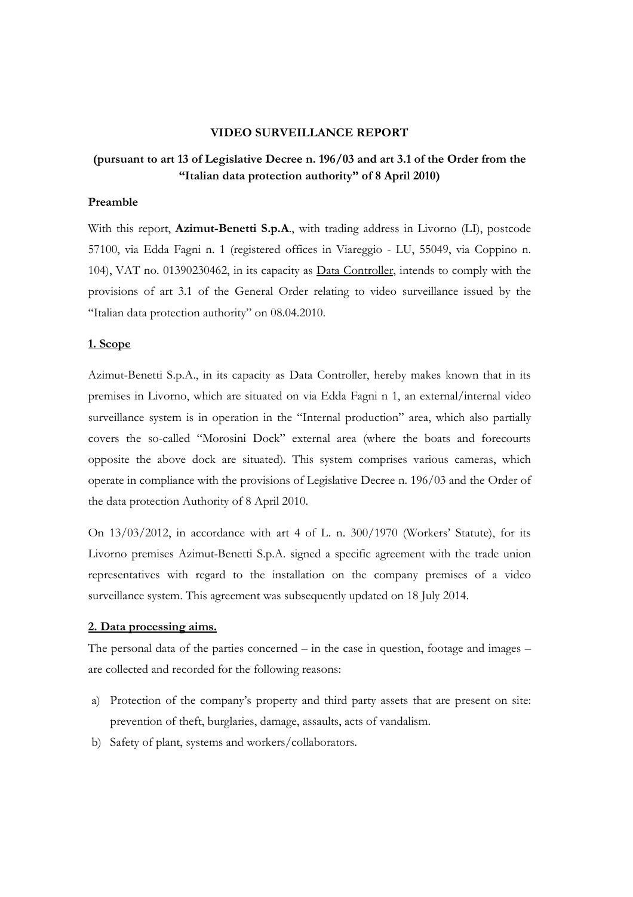**VIDEO SURVEILLANCE REPORT**

**(pursuant to art 13 of Legislative Decree n. 196/03 and art 3.1 of the Order from the "Italian data protection authority" of 8 April 2010)**

**Preamble**

With this report, **Azimut-Benetti S.p.A**., with trading address in Livorno (LI), postcode 57100, via Edda Fagni n. 1 (registered offices in Viareggio - LU, 55049, via Coppino n. 104), VAT no. 01390230462, in its capacity as Data Controller, intends to comply with the provisions of art 3.1 of the General Order relating to video surveillance issued by the "Italian data protection authority" on 08.04.2010.

**1. Scope**

Azimut-Benetti S.p.A., in its capacity as Data Controller, hereby makes known that in its premises in Livorno, which are situated on via Edda Fagni n 1, an external/internal video surveillance system is in operation in the "Internal production" area, which also partially covers the so-called "Morosini Dock" external area (where the boats and forecourts opposite the above dock are situated). This system comprises various cameras, which operate in compliance with the provisions of Legislative Decree n. 196/03 and the Order of the data protection Authority of 8 April 2010.

On 13/03/2012, in accordance with art 4 of L. n. 300/1970 (Workers' Statute), for its Livorno premises Azimut-Benetti S.p.A. signed a specific agreement with the trade union representatives with regard to the installation on the company premises of a video surveillance system. This agreement was subsequently updated on 18 July 2014.

**2. Data processing aims.**

The personal data of the parties concerned – in the case in question, footage and images – are collected and recorded for the following reasons:

a) Protection of the company's property and third party assets that are present on site: prevention of theft, burglaries, damage, assaults, acts of vandalism.
b) Safety of plant, systems and workers/collaborators.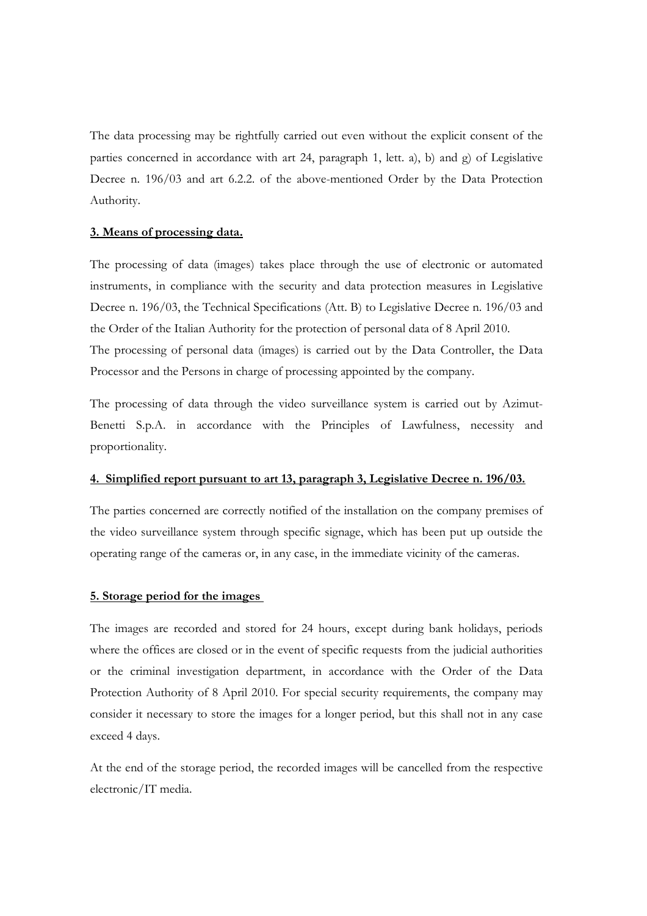The data processing may be rightfully carried out even without the explicit consent of the parties concerned in accordance with art 24, paragraph 1, lett. a), b) and g) of Legislative Decree n. 196/03 and art 6.2.2. of the above-mentioned Order by the Data Protection Authority.

**3. Means of processing data.**

The processing of data (images) takes place through the use of electronic or automated instruments, in compliance with the security and data protection measures in Legislative Decree n. 196/03, the Technical Specifications (Att. B) to Legislative Decree n. 196/03 and the Order of the Italian Authority for the protection of personal data of 8 April 2010.
The processing of personal data (images) is carried out by the Data Controller, the Data Processor and the Persons in charge of processing appointed by the company.

The processing of data through the video surveillance system is carried out by Azimut-Benetti S.p.A. in accordance with the Principles of Lawfulness, necessity and proportionality.

**4. Simplified report pursuant to art 13, paragraph 3, Legislative Decree n. 196/03.**

The parties concerned are correctly notified of the installation on the company premises of the video surveillance system through specific signage, which has been put up outside the operating range of the cameras or, in any case, in the immediate vicinity of the cameras.

**5. Storage period for the images**

The images are recorded and stored for 24 hours, except during bank holidays, periods where the offices are closed or in the event of specific requests from the judicial authorities or the criminal investigation department, in accordance with the Order of the Data Protection Authority of 8 April 2010. For special security requirements, the company may consider it necessary to store the images for a longer period, but this shall not in any case exceed 4 days.

At the end of the storage period, the recorded images will be cancelled from the respective electronic/IT media.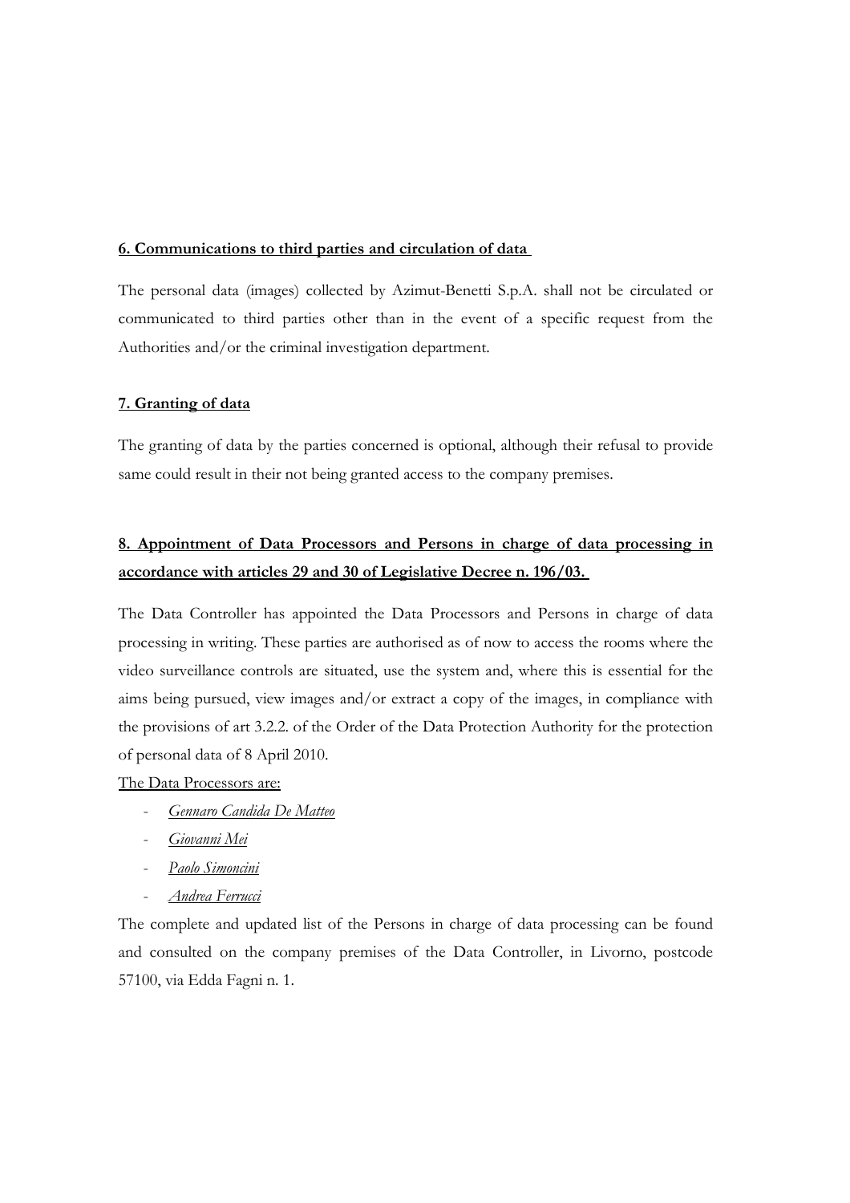**6. Communications to third parties and circulation of data**

The personal data (images) collected by Azimut-Benetti S.p.A. shall not be circulated or communicated to third parties other than in the event of a specific request from the Authorities and/or the criminal investigation department.

**7. Granting of data**

The granting of data by the parties concerned is optional, although their refusal to provide same could result in their not being granted access to the company premises.

**8. Appointment of Data Processors and Persons in charge of data processing in accordance with articles 29 and 30 of Legislative Decree n. 196/03.**

The Data Controller has appointed the Data Processors and Persons in charge of data processing in writing. These parties are authorised as of now to access the rooms where the video surveillance controls are situated, use the system and, where this is essential for the aims being pursued, view images and/or extract a copy of the images, in compliance with the provisions of art 3.2.2. of the Order of the Data Protection Authority for the protection of personal data of 8 April 2010.

The Data Processors are:

- *Gennaro Candida De Matteo*
- *Giovanni Mei*
- *Paolo Simoncini*
- *Andrea Ferrucci*

The complete and updated list of the Persons in charge of data processing can be found and consulted on the company premises of the Data Controller, in Livorno, postcode 57100, via Edda Fagni n. 1.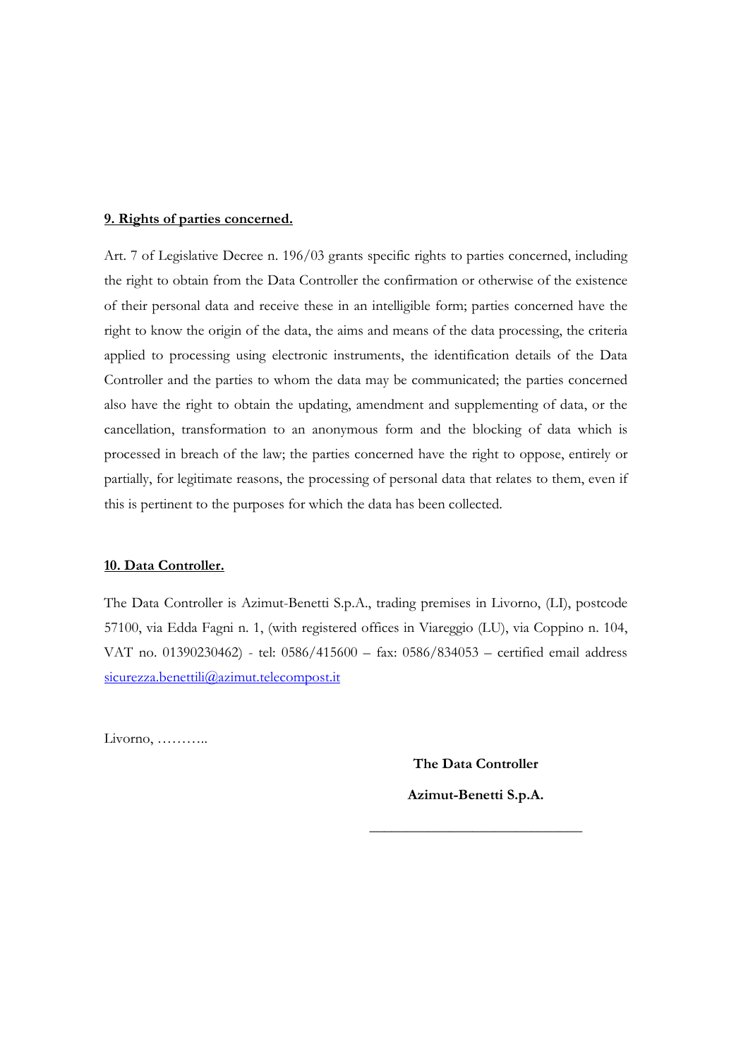**9. Rights of parties concerned.**

Art. 7 of Legislative Decree n. 196/03 grants specific rights to parties concerned, including the right to obtain from the Data Controller the confirmation or otherwise of the existence of their personal data and receive these in an intelligible form; parties concerned have the right to know the origin of the data, the aims and means of the data processing, the criteria applied to processing using electronic instruments, the identification details of the Data Controller and the parties to whom the data may be communicated; the parties concerned also have the right to obtain the updating, amendment and supplementing of data, or the cancellation, transformation to an anonymous form and the blocking of data which is processed in breach of the law; the parties concerned have the right to oppose, entirely or partially, for legitimate reasons, the processing of personal data that relates to them, even if this is pertinent to the purposes for which the data has been collected.

**10. Data Controller.**

The Data Controller is Azimut-Benetti S.p.A., trading premises in Livorno, (LI), postcode 57100, via Edda Fagni n. 1, (with registered offices in Viareggio (LU), via Coppino n. 104, VAT no. 01390230462) - tel: 0586/415600 – fax: 0586/834053 – certified email address sicurezza.benettili@azimut.telecompost.it

Livorno, ………..

**The Data Controller**

**Azimut-Benetti S.p.A.**

\_\_\_\_\_\_\_\_\_\_\_\_\_\_\_\_\_\_\_\_\_\_\_\_\_\_\_\_\_\_